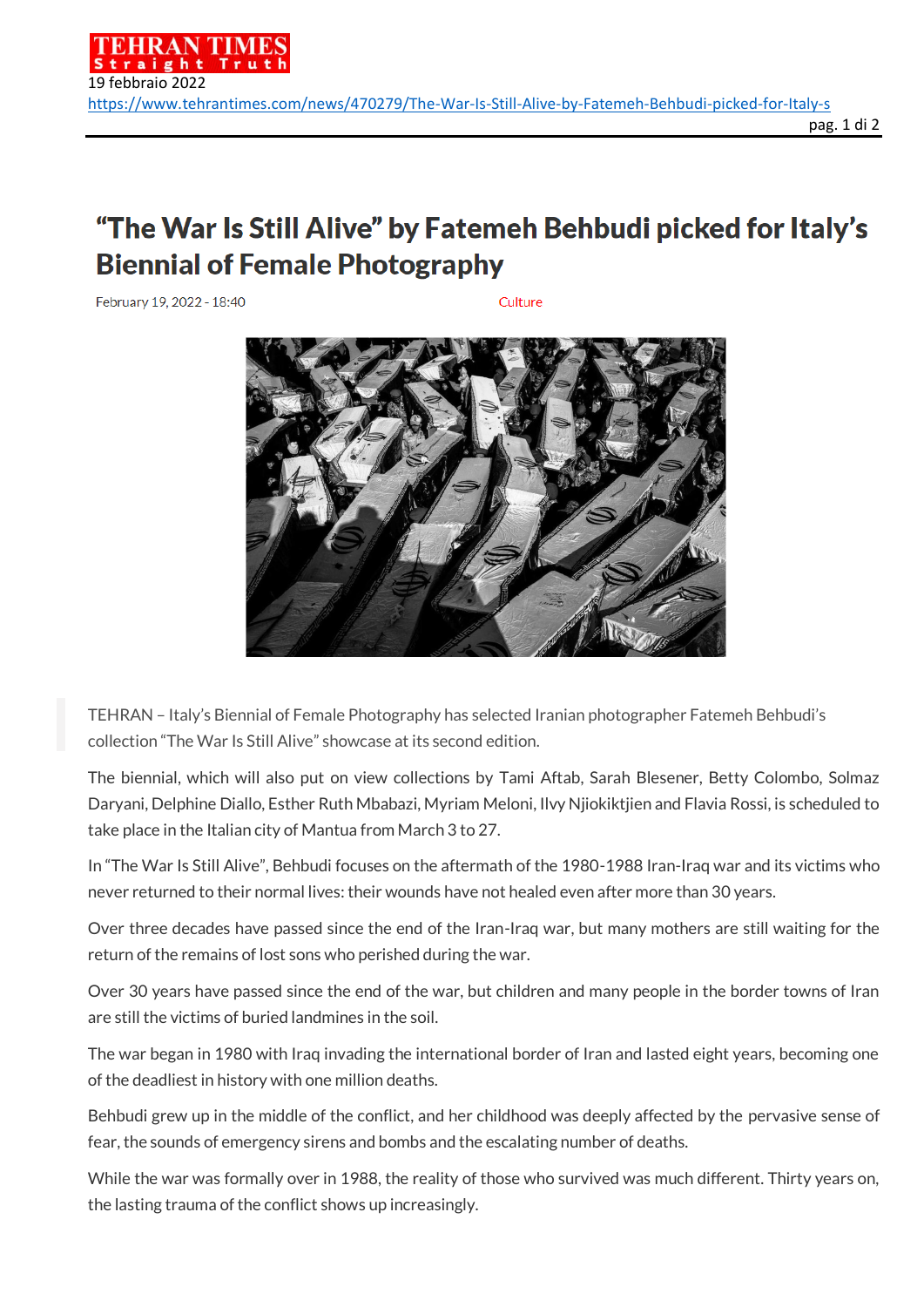# "The War Is Still Alive" by Fatemeh Behbudi picked for Italy's Biennial of Female Photography

February 19, 2022 - 18:40 Culture

TEHRAN – Italy's Biennial of Female Photography has selected Iranian photographer Fatemeh Behbudi's collection "The War Is Still Alive" showcase at its second edition.

The biennial, which will also put on view collections by Tami Aftab, Sarah Blesener, Betty Colombo, Solmaz Daryani, Delphine Diallo, Esther Ruth Mbabazi, Myriam Meloni, Ilvy Njiokiktjien and Flavia Rossi, is scheduled to take place in the Italian city of Mantua from March 3 to 27.

In "The War Is Still Alive", Behbudi focuses on the aftermath of the 1980-1988 Iran-Iraq war and its victims who never returned to their normal lives: their wounds have not healed even after more than 30 years.

Over three decades have passed since the end of the Iran-Iraq war, but many mothers are still waiting for the return of the remains of lost sons who perished during the war.

Over 30 years have passed since the end of the war, but children and many people in the border towns of Iran are still the victims of buried landmines in the soil.

The war began in 1980 with Iraq invading the international border of Iran and lasted eight years, becoming one of the deadliest in history with one million deaths.

Behbudi grew up in the middle of the conflict, and her childhood was deeply affected by the pervasive sense of fear, the sounds of emergency sirens and bombs and the escalating number of deaths.

While the war was formally over in 1988, the reality of those who survived was much different. Thirty years on, the lasting trauma of the conflict shows up increasingly.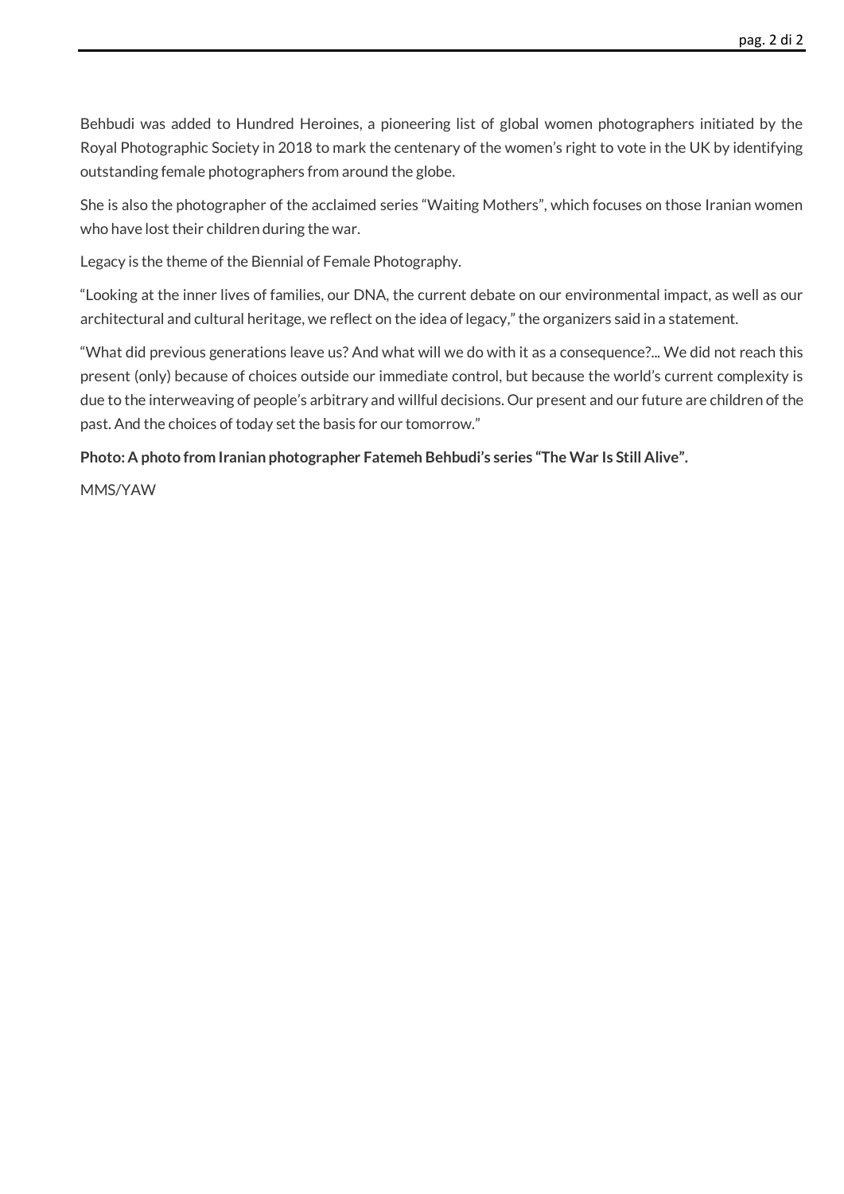Behbudi was added to Hundred Heroines, a pioneering list of global women photographers initiated by the Royal Photographic Society in 2018 to mark the centenary of the women's right to vote in the UK by identifying outstanding female photographers from around the globe.

She is also the photographer of the acclaimed series "Waiting Mothers", which focuses on those Iranian women who have lost their children during the war.

Legacy is the theme of the Biennial of Female Photography.

"Looking at the inner lives of families, our DNA, the current debate on our environmental impact, as well as our architectural and cultural heritage, we reflect on the idea of legacy," the organizers said in a statement.

"What did previous generations leave us? And what will we do with it as a consequence?... We did not reach this present (only) because of choices outside our immediate control, but because the world's current complexity is due to the interweaving of people's arbitrary and willful decisions. Our present and our future are children of the past. And the choices of today set the basis for our tomorrow."

**Photo: A photo from Iranian photographer Fatemeh Behbudi's series "The War Is Still Alive".**

MMS/YAW